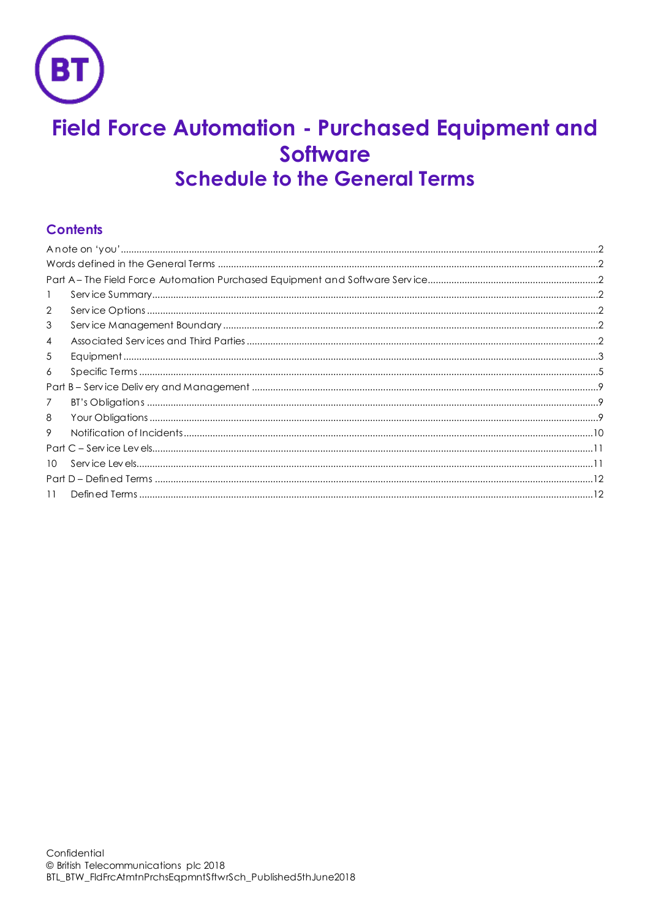# Field Force Automation - Purchased Equipment and Software

## Schedule to the General Terms

### Contents

A note on 'you'........................................................................................................................................2
Words defined in the General Terms ....................................................................................................2
Part A – The Field Force Automation Purchased Equipment and Software Service.................................2
1 Service Summary.................................................................................................................................2
2 Service Options....................................................................................................................................2
3 Service Management Boundary..........................................................................................................2
4 Associated Services and Third Parties..................................................................................................2
5 Equipment...........................................................................................................................................3
6 Specific Terms......................................................................................................................................5
Part B – Service Delivery and Management...........................................................................................9
7 BT's Obligations...................................................................................................................................9
8 Your Obligations..................................................................................................................................9
9 Notification of Incidents....................................................................................................................10
Part C – Service Levels.........................................................................................................................11
10 Service Levels...................................................................................................................................11
Part D – Defined Terms........................................................................................................................12
11 Defined Terms..................................................................................................................................12

Confidential
© British Telecommunications plc 2018
BTL_BTW_FldFrcAtmtnPrchsEqpmntSftwrSch_Published5thJune2018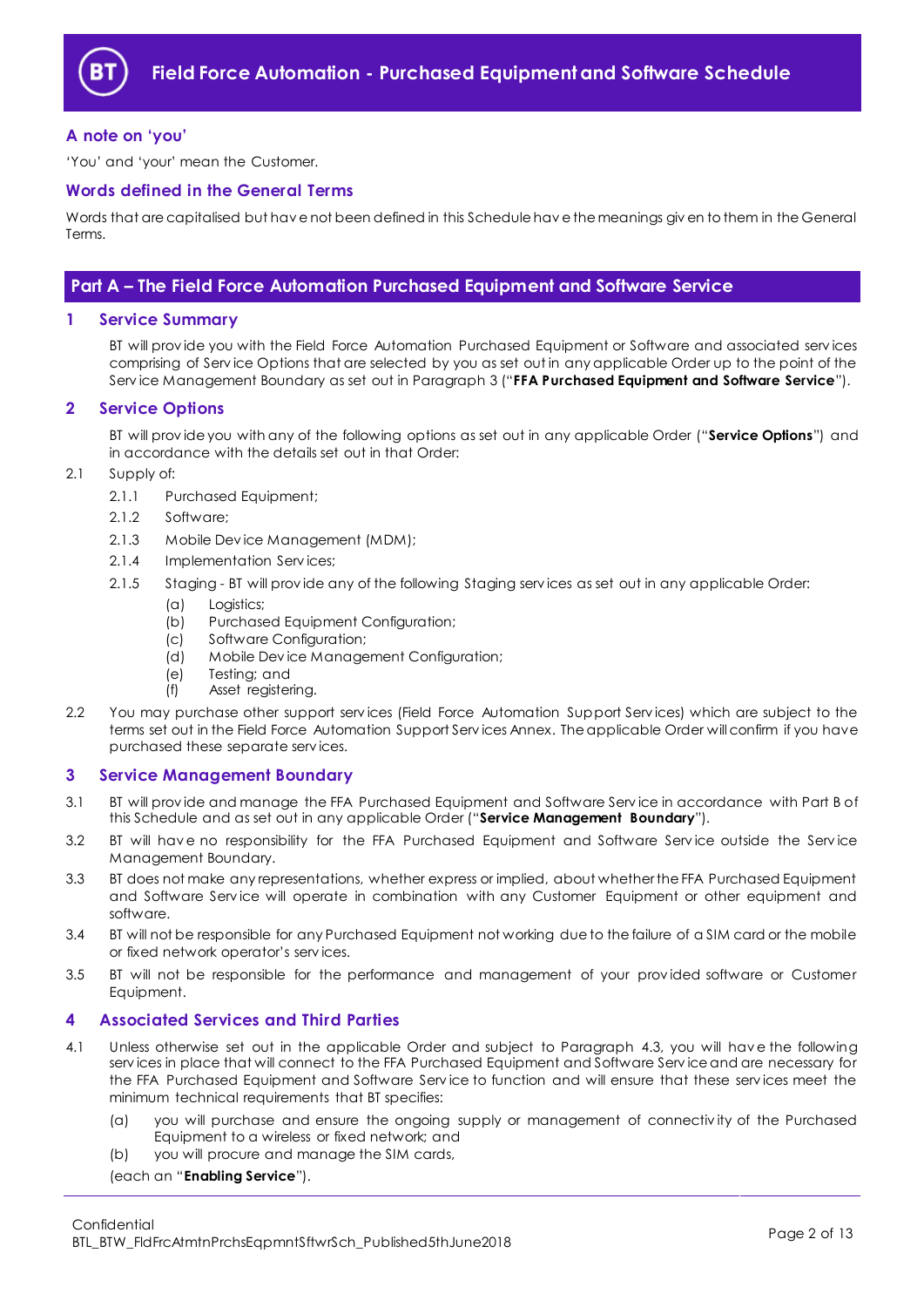## A note on 'you'

'You' and 'your' mean the Customer.

## Words defined in the General Terms

Words that are capitalised but have not been defined in this Schedule have the meanings given to them in the General Terms.

# Part A – The Field Force Automation Purchased Equipment and Software Service

## 1 Service Summary

BT will provide you with the Field Force Automation Purchased Equipment or Software and associated services comprising of Service Options that are selected by you as set out in any applicable Order up to the point of the Service Management Boundary as set out in Paragraph 3 ("**FFA Purchased Equipment and Software Service**").

## 2 Service Options

BT will provide you with any of the following options as set out in any applicable Order ("**Service Options**") and in accordance with the details set out in that Order:

2.1 Supply of:

2.1.1 Purchased Equipment;

2.1.2 Software;

2.1.3 Mobile Device Management (MDM);

2.1.4 Implementation Services;

2.1.5 Staging - BT will provide any of the following Staging services as set out in any applicable Order:

(a) Logistics;
(b) Purchased Equipment Configuration;
(c) Software Configuration;
(d) Mobile Device Management Configuration;
(e) Testing; and
(f) Asset registering.

2.2 You may purchase other support services (Field Force Automation Support Services) which are subject to the terms set out in the Field Force Automation Support Services Annex. The applicable Order will confirm if you have purchased these separate services.

## 3 Service Management Boundary

3.1 BT will provide and manage the FFA Purchased Equipment and Software Service in accordance with Part B of this Schedule and as set out in any applicable Order ("**Service Management Boundary**").

3.2 BT will have no responsibility for the FFA Purchased Equipment and Software Service outside the Service Management Boundary.

3.3 BT does not make any representations, whether express or implied, about whether the FFA Purchased Equipment and Software Service will operate in combination with any Customer Equipment or other equipment and software.

3.4 BT will not be responsible for any Purchased Equipment not working due to the failure of a SIM card or the mobile or fixed network operator's services.

3.5 BT will not be responsible for the performance and management of your provided software or Customer Equipment.

## 4 Associated Services and Third Parties

4.1 Unless otherwise set out in the applicable Order and subject to Paragraph 4.3, you will have the following services in place that will connect to the FFA Purchased Equipment and Software Service and are necessary for the FFA Purchased Equipment and Software Service to function and will ensure that these services meet the minimum technical requirements that BT specifies:

(a) you will purchase and ensure the ongoing supply or management of connectivity of the Purchased Equipment to a wireless or fixed network; and

(b) you will procure and manage the SIM cards,

(each an "**Enabling Service**").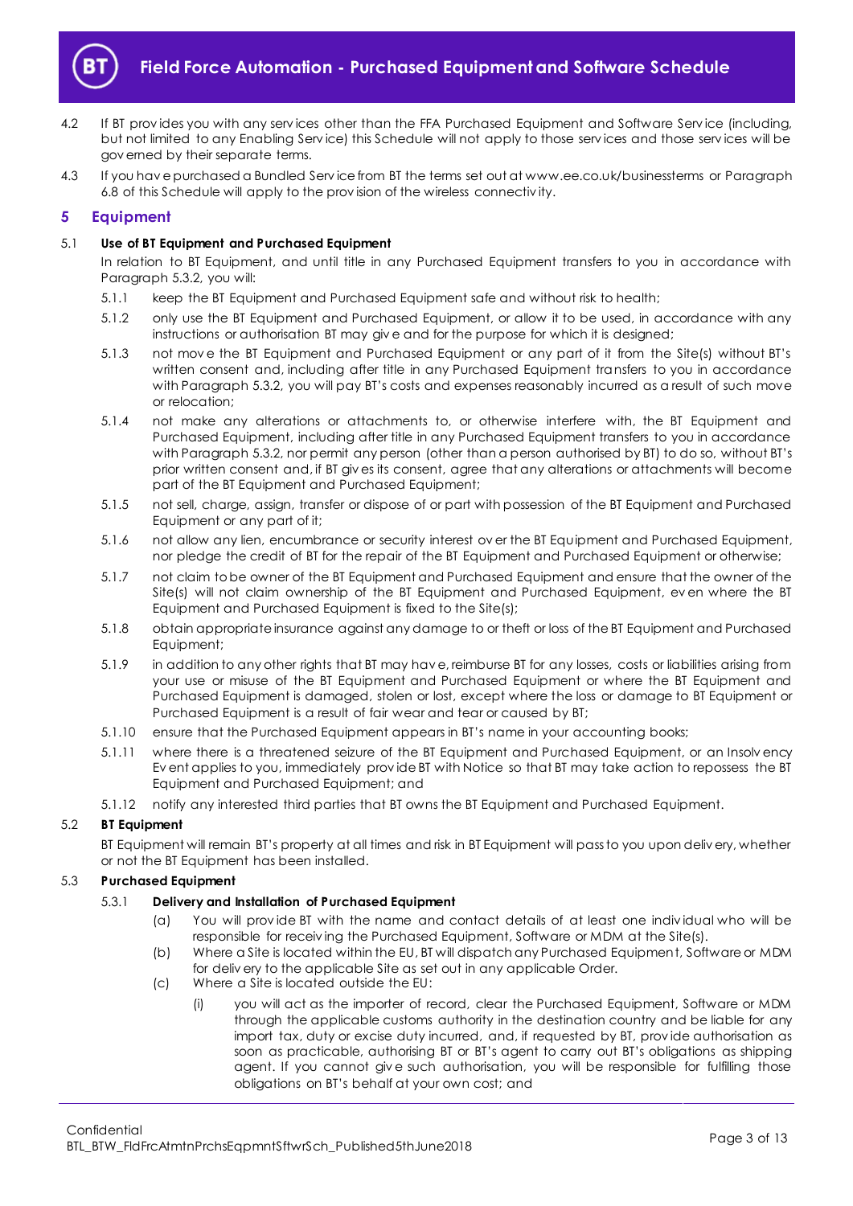4.2 If BT provides you with any services other than the FFA Purchased Equipment and Software Service (including, but not limited to any Enabling Service) this Schedule will not apply to those services and those services will be governed by their separate terms.

4.3 If you have purchased a Bundled Service from BT the terms set out at www.ee.co.uk/businessterms or Paragraph 6.8 of this Schedule will apply to the provision of the wireless connectivity.

## 5 Equipment

5.1 **Use of BT Equipment and Purchased Equipment**

In relation to BT Equipment, and until title in any Purchased Equipment transfers to you in accordance with Paragraph 5.3.2, you will:

5.1.1 keep the BT Equipment and Purchased Equipment safe and without risk to health;

5.1.2 only use the BT Equipment and Purchased Equipment, or allow it to be used, in accordance with any instructions or authorisation BT may give and for the purpose for which it is designed;

5.1.3 not move the BT Equipment and Purchased Equipment or any part of it from the Site(s) without BT's written consent and, including after title in any Purchased Equipment transfers to you in accordance with Paragraph 5.3.2, you will pay BT's costs and expenses reasonably incurred as a result of such move or relocation;

5.1.4 not make any alterations or attachments to, or otherwise interfere with, the BT Equipment and Purchased Equipment, including after title in any Purchased Equipment transfers to you in accordance with Paragraph 5.3.2, nor permit any person (other than a person authorised by BT) to do so, without BT's prior written consent and, if BT gives its consent, agree that any alterations or attachments will become part of the BT Equipment and Purchased Equipment;

5.1.5 not sell, charge, assign, transfer or dispose of or part with possession of the BT Equipment and Purchased Equipment or any part of it;

5.1.6 not allow any lien, encumbrance or security interest over the BT Equipment and Purchased Equipment, nor pledge the credit of BT for the repair of the BT Equipment and Purchased Equipment or otherwise;

5.1.7 not claim to be owner of the BT Equipment and Purchased Equipment and ensure that the owner of the Site(s) will not claim ownership of the BT Equipment and Purchased Equipment, even where the BT Equipment and Purchased Equipment is fixed to the Site(s);

5.1.8 obtain appropriate insurance against any damage to or theft or loss of the BT Equipment and Purchased Equipment;

5.1.9 in addition to any other rights that BT may have, reimburse BT for any losses, costs or liabilities arising from your use or misuse of the BT Equipment and Purchased Equipment or where the BT Equipment and Purchased Equipment is damaged, stolen or lost, except where the loss or damage to BT Equipment or Purchased Equipment is a result of fair wear and tear or caused by BT;

5.1.10 ensure that the Purchased Equipment appears in BT's name in your accounting books;

5.1.11 where there is a threatened seizure of the BT Equipment and Purchased Equipment, or an Insolvency Event applies to you, immediately provide BT with Notice so that BT may take action to repossess the BT Equipment and Purchased Equipment; and

5.1.12 notify any interested third parties that BT owns the BT Equipment and Purchased Equipment.

5.2 **BT Equipment**

BT Equipment will remain BT's property at all times and risk in BT Equipment will pass to you upon delivery, whether or not the BT Equipment has been installed.

5.3 **Purchased Equipment**

5.3.1 **Delivery and Installation of Purchased Equipment**

(a) You will provide BT with the name and contact details of at least one individual who will be responsible for receiving the Purchased Equipment, Software or MDM at the Site(s).

(b) Where a Site is located within the EU, BT will dispatch any Purchased Equipment, Software or MDM for delivery to the applicable Site as set out in any applicable Order.

(c) Where a Site is located outside the EU:

(i) you will act as the importer of record, clear the Purchased Equipment, Software or MDM through the applicable customs authority in the destination country and be liable for any import tax, duty or excise duty incurred, and, if requested by BT, provide authorisation as soon as practicable, authorising BT or BT's agent to carry out BT's obligations as shipping agent. If you cannot give such authorisation, you will be responsible for fulfilling those obligations on BT's behalf at your own cost; and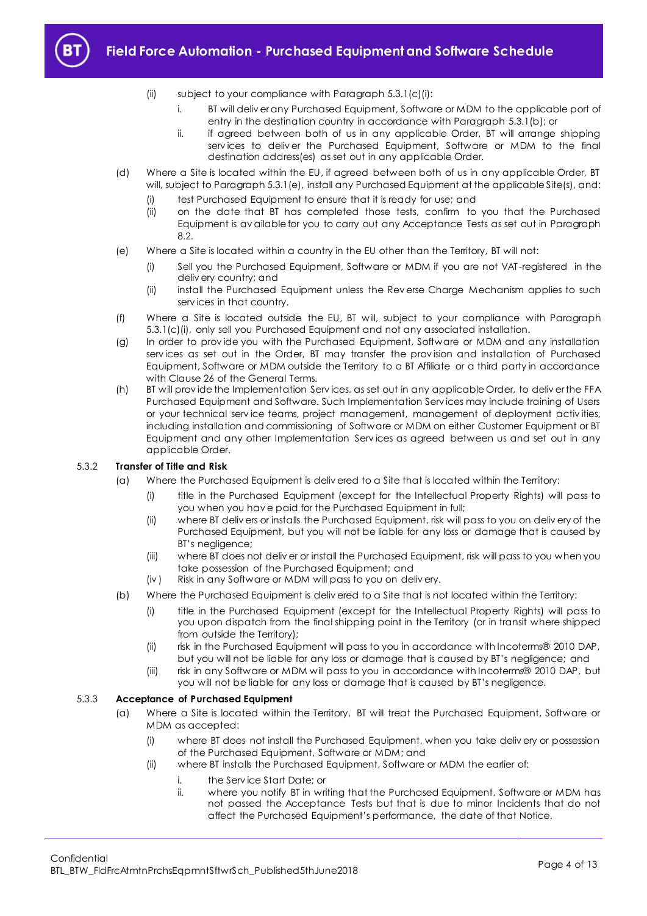(ii) subject to your compliance with Paragraph 5.3.1(c)(i):

i. BT will deliver any Purchased Equipment, Software or MDM to the applicable port of entry in the destination country in accordance with Paragraph 5.3.1(b); or

ii. if agreed between both of us in any applicable Order, BT will arrange shipping services to deliver the Purchased Equipment, Software or MDM to the final destination address(es) as set out in any applicable Order.

(d) Where a Site is located within the EU, if agreed between both of us in any applicable Order, BT will, subject to Paragraph 5.3.1(e), install any Purchased Equipment at the applicable Site(s), and:

(i) test Purchased Equipment to ensure that it is ready for use; and

(ii) on the date that BT has completed those tests, confirm to you that the Purchased Equipment is available for you to carry out any Acceptance Tests as set out in Paragraph 8.2.

(e) Where a Site is located within a country in the EU other than the Territory, BT will not:

(i) Sell you the Purchased Equipment, Software or MDM if you are not VAT-registered in the delivery country; and

(ii) install the Purchased Equipment unless the Reverse Charge Mechanism applies to such services in that country.

(f) Where a Site is located outside the EU, BT will, subject to your compliance with Paragraph 5.3.1(c)(i), only sell you Purchased Equipment and not any associated installation.

(g) In order to provide you with the Purchased Equipment, Software or MDM and any installation services as set out in the Order, BT may transfer the provision and installation of Purchased Equipment, Software or MDM outside the Territory to a BT Affiliate or a third party in accordance with Clause 26 of the General Terms.

(h) BT will provide the Implementation Services, as set out in any applicable Order, to deliver the FFA Purchased Equipment and Software. Such Implementation Services may include training of Users or your technical service teams, project management, management of deployment activities, including installation and commissioning of Software or MDM on either Customer Equipment or BT Equipment and any other Implementation Services as agreed between us and set out in any applicable Order.

5.3.2 **Transfer of Title and Risk**

(a) Where the Purchased Equipment is delivered to a Site that is located within the Territory:

(i) title in the Purchased Equipment (except for the Intellectual Property Rights) will pass to you when you have paid for the Purchased Equipment in full;

(ii) where BT delivers or installs the Purchased Equipment, risk will pass to you on delivery of the Purchased Equipment, but you will not be liable for any loss or damage that is caused by BT's negligence;

(iii) where BT does not deliver or install the Purchased Equipment, risk will pass to you when you take possession of the Purchased Equipment; and

(iv) Risk in any Software or MDM will pass to you on delivery.

(b) Where the Purchased Equipment is delivered to a Site that is not located within the Territory:

(i) title in the Purchased Equipment (except for the Intellectual Property Rights) will pass to you upon dispatch from the final shipping point in the Territory (or in transit where shipped from outside the Territory);

(ii) risk in the Purchased Equipment will pass to you in accordance with Incoterms® 2010 DAP, but you will not be liable for any loss or damage that is caused by BT's negligence; and

(iii) risk in any Software or MDM will pass to you in accordance with Incoterms® 2010 DAP, but you will not be liable for any loss or damage that is caused by BT's negligence.

5.3.3 **Acceptance of Purchased Equipment**

(a) Where a Site is located within the Territory, BT will treat the Purchased Equipment, Software or MDM as accepted:

(i) where BT does not install the Purchased Equipment, when you take delivery or possession of the Purchased Equipment, Software or MDM; and

(ii) where BT installs the Purchased Equipment, Software or MDM the earlier of:

i. the Service Start Date; or

ii. where you notify BT in writing that the Purchased Equipment, Software or MDM has not passed the Acceptance Tests but that is due to minor Incidents that do not affect the Purchased Equipment's performance, the date of that Notice.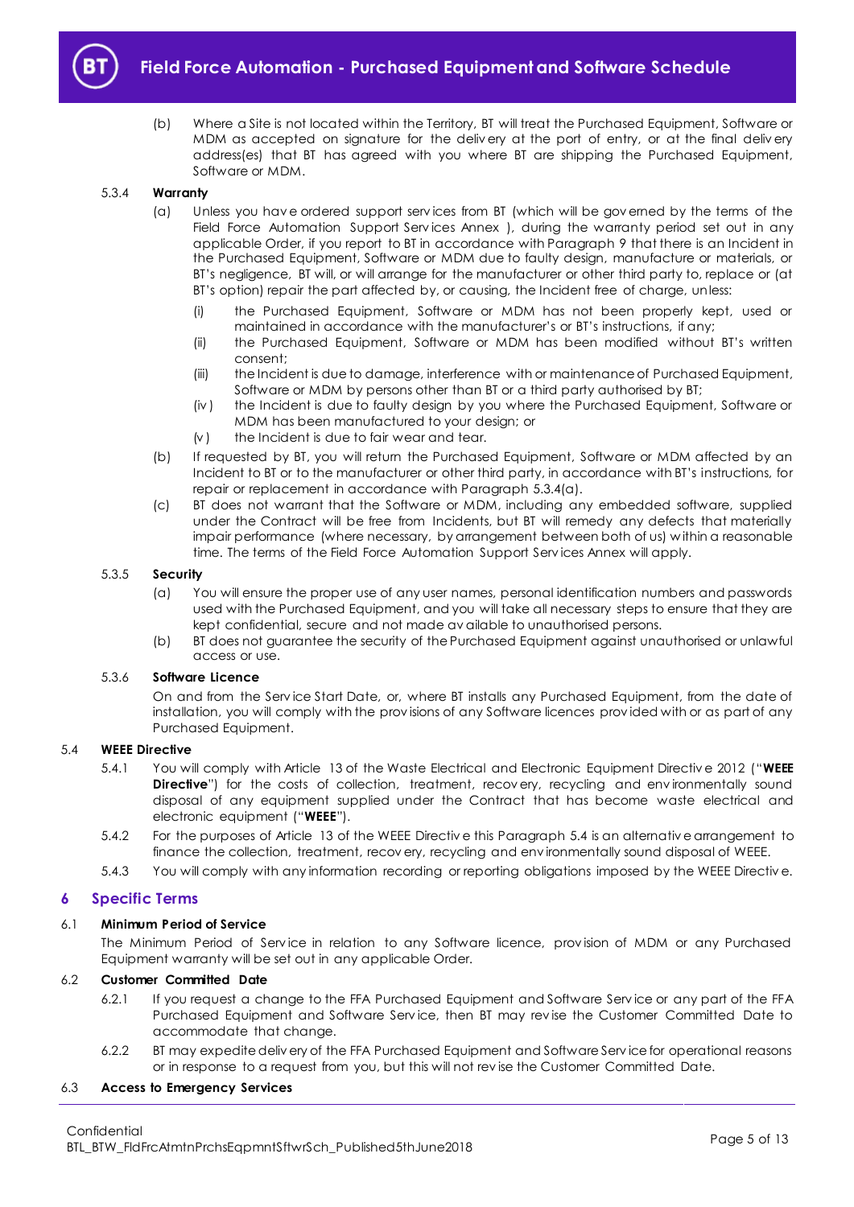(b) Where a Site is not located within the Territory, BT will treat the Purchased Equipment, Software or MDM as accepted on signature for the delivery at the port of entry, or at the final delivery address(es) that BT has agreed with you where BT are shipping the Purchased Equipment, Software or MDM.

5.3.4 **Warranty**

(a) Unless you have ordered support services from BT (which will be governed by the terms of the Field Force Automation Support Services Annex ), during the warranty period set out in any applicable Order, if you report to BT in accordance with Paragraph 9 that there is an Incident in the Purchased Equipment, Software or MDM due to faulty design, manufacture or materials, or BT's negligence, BT will, or will arrange for the manufacturer or other third party to, replace or (at BT's option) repair the part affected by, or causing, the Incident free of charge, unless:

(i) the Purchased Equipment, Software or MDM has not been properly kept, used or maintained in accordance with the manufacturer's or BT's instructions, if any;

(ii) the Purchased Equipment, Software or MDM has been modified without BT's written consent;

(iii) the Incident is due to damage, interference with or maintenance of Purchased Equipment, Software or MDM by persons other than BT or a third party authorised by BT;

(iv) the Incident is due to faulty design by you where the Purchased Equipment, Software or MDM has been manufactured to your design; or

(v) the Incident is due to fair wear and tear.

(b) If requested by BT, you will return the Purchased Equipment, Software or MDM affected by an Incident to BT or to the manufacturer or other third party, in accordance with BT's instructions, for repair or replacement in accordance with Paragraph 5.3.4(a).

(c) BT does not warrant that the Software or MDM, including any embedded software, supplied under the Contract will be free from Incidents, but BT will remedy any defects that materially impair performance (where necessary, by arrangement between both of us) within a reasonable time. The terms of the Field Force Automation Support Services Annex will apply.

5.3.5 **Security**

(a) You will ensure the proper use of any user names, personal identification numbers and passwords used with the Purchased Equipment, and you will take all necessary steps to ensure that they are kept confidential, secure and not made available to unauthorised persons.

(b) BT does not guarantee the security of the Purchased Equipment against unauthorised or unlawful access or use.

5.3.6 **Software Licence**

On and from the Service Start Date, or, where BT installs any Purchased Equipment, from the date of installation, you will comply with the provisions of any Software licences provided with or as part of any Purchased Equipment.

5.4 **WEEE Directive**

5.4.1 You will comply with Article 13 of the Waste Electrical and Electronic Equipment Directive 2012 ("**WEEE Directive**") for the costs of collection, treatment, recovery, recycling and environmentally sound disposal of any equipment supplied under the Contract that has become waste electrical and electronic equipment ("**WEEE**").

5.4.2 For the purposes of Article 13 of the WEEE Directive this Paragraph 5.4 is an alternative arrangement to finance the collection, treatment, recovery, recycling and environmentally sound disposal of WEEE.

5.4.3 You will comply with any information recording or reporting obligations imposed by the WEEE Directive.

## 6 Specific Terms

6.1 **Minimum Period of Service**

The Minimum Period of Service in relation to any Software licence, provision of MDM or any Purchased Equipment warranty will be set out in any applicable Order.

6.2 **Customer Committed Date**

6.2.1 If you request a change to the FFA Purchased Equipment and Software Service or any part of the FFA Purchased Equipment and Software Service, then BT may revise the Customer Committed Date to accommodate that change.

6.2.2 BT may expedite delivery of the FFA Purchased Equipment and Software Service for operational reasons or in response to a request from you, but this will not revise the Customer Committed Date.

6.3 **Access to Emergency Services**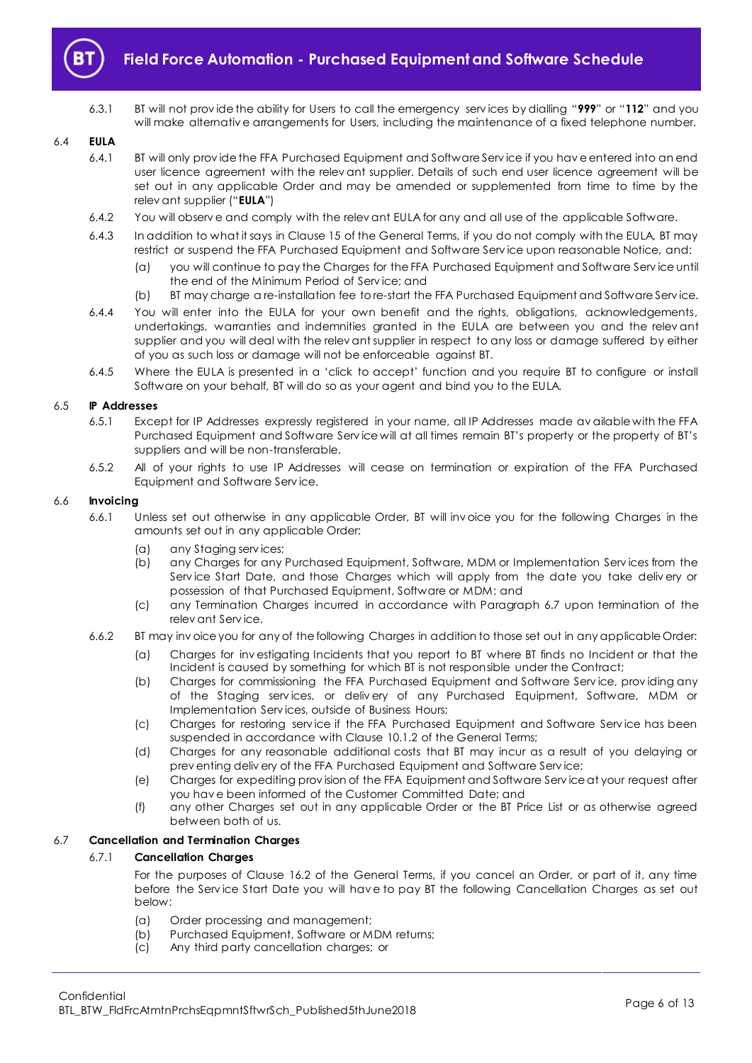6.3.1 BT will not provide the ability for Users to call the emergency services by dialling "**999**" or "**112**" and you will make alternative arrangements for Users, including the maintenance of a fixed telephone number.

6.4 **EULA**

6.4.1 BT will only provide the FFA Purchased Equipment and Software Service if you have entered into an end user licence agreement with the relevant supplier. Details of such end user licence agreement will be set out in any applicable Order and may be amended or supplemented from time to time by the relevant supplier ("**EULA**")

6.4.2 You will observe and comply with the relevant EULA for any and all use of the applicable Software.

6.4.3 In addition to what it says in Clause 15 of the General Terms, if you do not comply with the EULA, BT may restrict or suspend the FFA Purchased Equipment and Software Service upon reasonable Notice, and:

(a) you will continue to pay the Charges for the FFA Purchased Equipment and Software Service until the end of the Minimum Period of Service; and

(b) BT may charge a re-installation fee to re-start the FFA Purchased Equipment and Software Service.

6.4.4 You will enter into the EULA for your own benefit and the rights, obligations, acknowledgements, undertakings, warranties and indemnities granted in the EULA are between you and the relevant supplier and you will deal with the relevant supplier in respect to any loss or damage suffered by either of you as such loss or damage will not be enforceable against BT.

6.4.5 Where the EULA is presented in a 'click to accept' function and you require BT to configure or install Software on your behalf, BT will do so as your agent and bind you to the EULA.

6.5 **IP Addresses**

6.5.1 Except for IP Addresses expressly registered in your name, all IP Addresses made available with the FFA Purchased Equipment and Software Service will at all times remain BT's property or the property of BT's suppliers and will be non-transferable.

6.5.2 All of your rights to use IP Addresses will cease on termination or expiration of the FFA Purchased Equipment and Software Service.

6.6 **Invoicing**

6.6.1 Unless set out otherwise in any applicable Order, BT will invoice you for the following Charges in the amounts set out in any applicable Order:

(a) any Staging services;

(b) any Charges for any Purchased Equipment, Software, MDM or Implementation Services from the Service Start Date, and those Charges which will apply from the date you take delivery or possession of that Purchased Equipment, Software or MDM; and

(c) any Termination Charges incurred in accordance with Paragraph 6.7 upon termination of the relevant Service.

6.6.2 BT may invoice you for any of the following Charges in addition to those set out in any applicable Order:

(a) Charges for investigating Incidents that you report to BT where BT finds no Incident or that the Incident is caused by something for which BT is not responsible under the Contract;

(b) Charges for commissioning the FFA Purchased Equipment and Software Service, providing any of the Staging services, or delivery of any Purchased Equipment, Software, MDM or Implementation Services, outside of Business Hours;

(c) Charges for restoring service if the FFA Purchased Equipment and Software Service has been suspended in accordance with Clause 10.1.2 of the General Terms;

(d) Charges for any reasonable additional costs that BT may incur as a result of you delaying or preventing delivery of the FFA Purchased Equipment and Software Service;

(e) Charges for expediting provision of the FFA Equipment and Software Service at your request after you have been informed of the Customer Committed Date; and

(f) any other Charges set out in any applicable Order or the BT Price List or as otherwise agreed between both of us.

6.7 **Cancellation and Termination Charges**

6.7.1 **Cancellation Charges**

For the purposes of Clause 16.2 of the General Terms, if you cancel an Order, or part of it, any time before the Service Start Date you will have to pay BT the following Cancellation Charges as set out below:

(a) Order processing and management;

(b) Purchased Equipment, Software or MDM returns;

(c) Any third party cancellation charges; or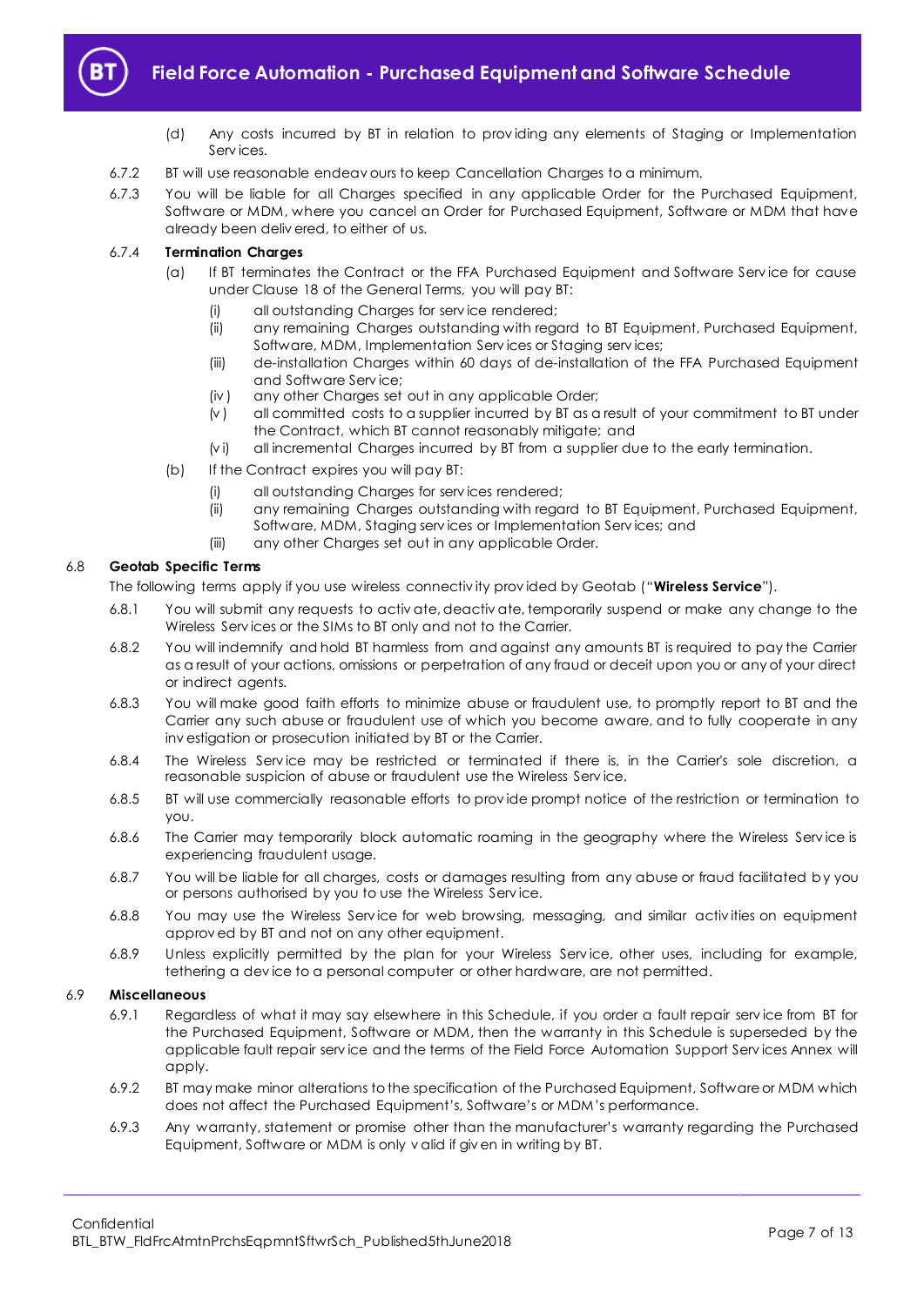(d) Any costs incurred by BT in relation to providing any elements of Staging or Implementation Services.

6.7.2 BT will use reasonable endeavours to keep Cancellation Charges to a minimum.

6.7.3 You will be liable for all Charges specified in any applicable Order for the Purchased Equipment, Software or MDM, where you cancel an Order for Purchased Equipment, Software or MDM that have already been delivered, to either of us.

6.7.4 **Termination Charges**

(a) If BT terminates the Contract or the FFA Purchased Equipment and Software Service for cause under Clause 18 of the General Terms, you will pay BT:

(i) all outstanding Charges for service rendered;

(ii) any remaining Charges outstanding with regard to BT Equipment, Purchased Equipment, Software, MDM, Implementation Services or Staging services;

(iii) de-installation Charges within 60 days of de-installation of the FFA Purchased Equipment and Software Service;

(iv) any other Charges set out in any applicable Order;

(v) all committed costs to a supplier incurred by BT as a result of your commitment to BT under the Contract, which BT cannot reasonably mitigate; and

(vi) all incremental Charges incurred by BT from a supplier due to the early termination.

(b) If the Contract expires you will pay BT:

(i) all outstanding Charges for services rendered;

(ii) any remaining Charges outstanding with regard to BT Equipment, Purchased Equipment, Software, MDM, Staging services or Implementation Services; and

(iii) any other Charges set out in any applicable Order.

## 6.8 Geotab Specific Terms

The following terms apply if you use wireless connectivity provided by Geotab ("**Wireless Service**").

6.8.1 You will submit any requests to activate, deactivate, temporarily suspend or make any change to the Wireless Services or the SIMs to BT only and not to the Carrier.

6.8.2 You will indemnify and hold BT harmless from and against any amounts BT is required to pay the Carrier as a result of your actions, omissions or perpetration of any fraud or deceit upon you or any of your direct or indirect agents.

6.8.3 You will make good faith efforts to minimize abuse or fraudulent use, to promptly report to BT and the Carrier any such abuse or fraudulent use of which you become aware, and to fully cooperate in any investigation or prosecution initiated by BT or the Carrier.

6.8.4 The Wireless Service may be restricted or terminated if there is, in the Carrier's sole discretion, a reasonable suspicion of abuse or fraudulent use the Wireless Service.

6.8.5 BT will use commercially reasonable efforts to provide prompt notice of the restriction or termination to you.

6.8.6 The Carrier may temporarily block automatic roaming in the geography where the Wireless Service is experiencing fraudulent usage.

6.8.7 You will be liable for all charges, costs or damages resulting from any abuse or fraud facilitated by you or persons authorised by you to use the Wireless Service.

6.8.8 You may use the Wireless Service for web browsing, messaging, and similar activities on equipment approved by BT and not on any other equipment.

6.8.9 Unless explicitly permitted by the plan for your Wireless Service, other uses, including for example, tethering a device to a personal computer or other hardware, are not permitted.

## 6.9 Miscellaneous

6.9.1 Regardless of what it may say elsewhere in this Schedule, if you order a fault repair service from BT for the Purchased Equipment, Software or MDM, then the warranty in this Schedule is superseded by the applicable fault repair service and the terms of the Field Force Automation Support Services Annex will apply.

6.9.2 BT may make minor alterations to the specification of the Purchased Equipment, Software or MDM which does not affect the Purchased Equipment's, Software's or MDM's performance.

6.9.3 Any warranty, statement or promise other than the manufacturer's warranty regarding the Purchased Equipment, Software or MDM is only valid if given in writing by BT.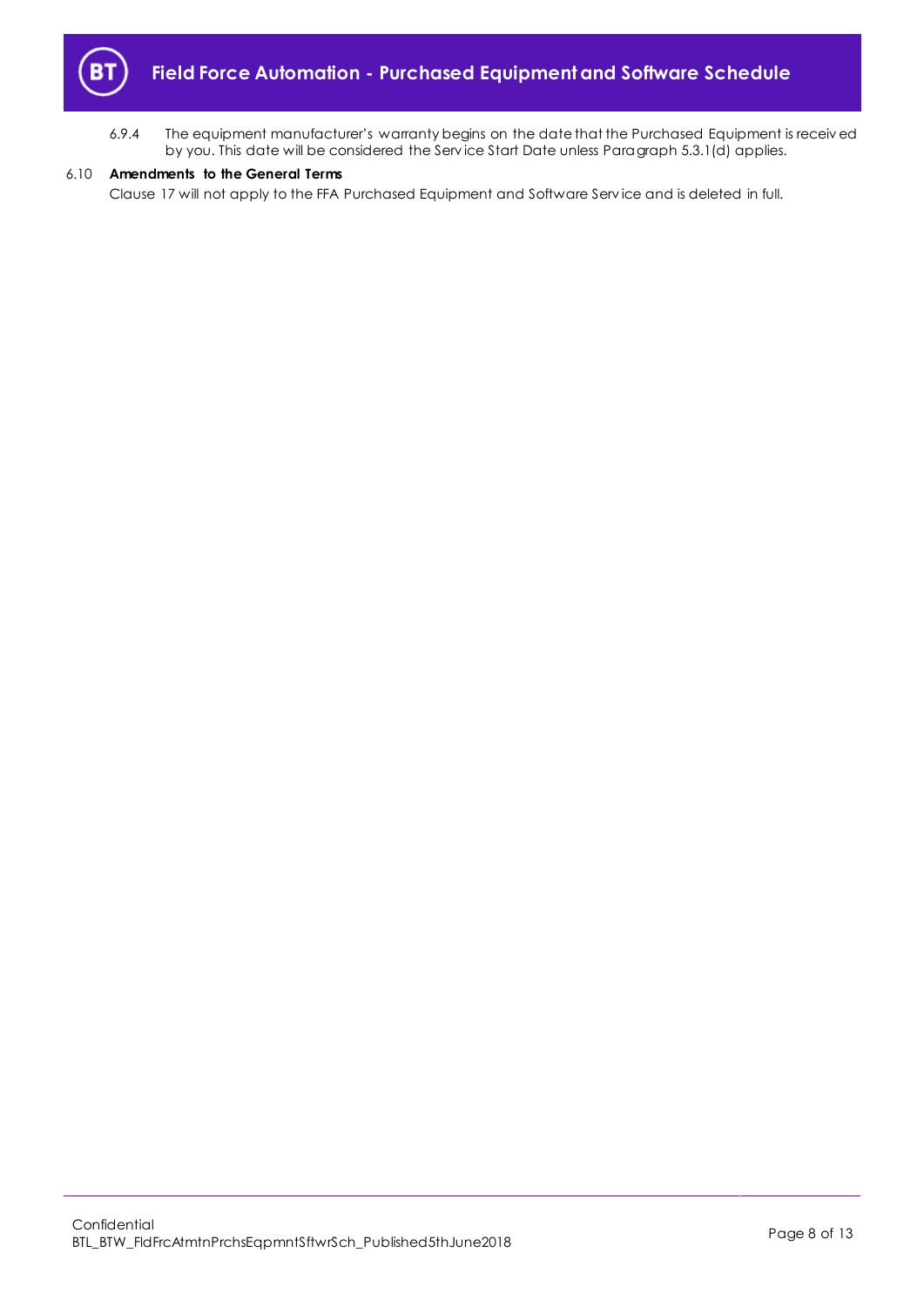6.9.4 The equipment manufacturer's warranty begins on the date that the Purchased Equipment is received by you. This date will be considered the Service Start Date unless Paragraph 5.3.1(d) applies.

6.10 **Amendments to the General Terms**

Clause 17 will not apply to the FFA Purchased Equipment and Software Service and is deleted in full.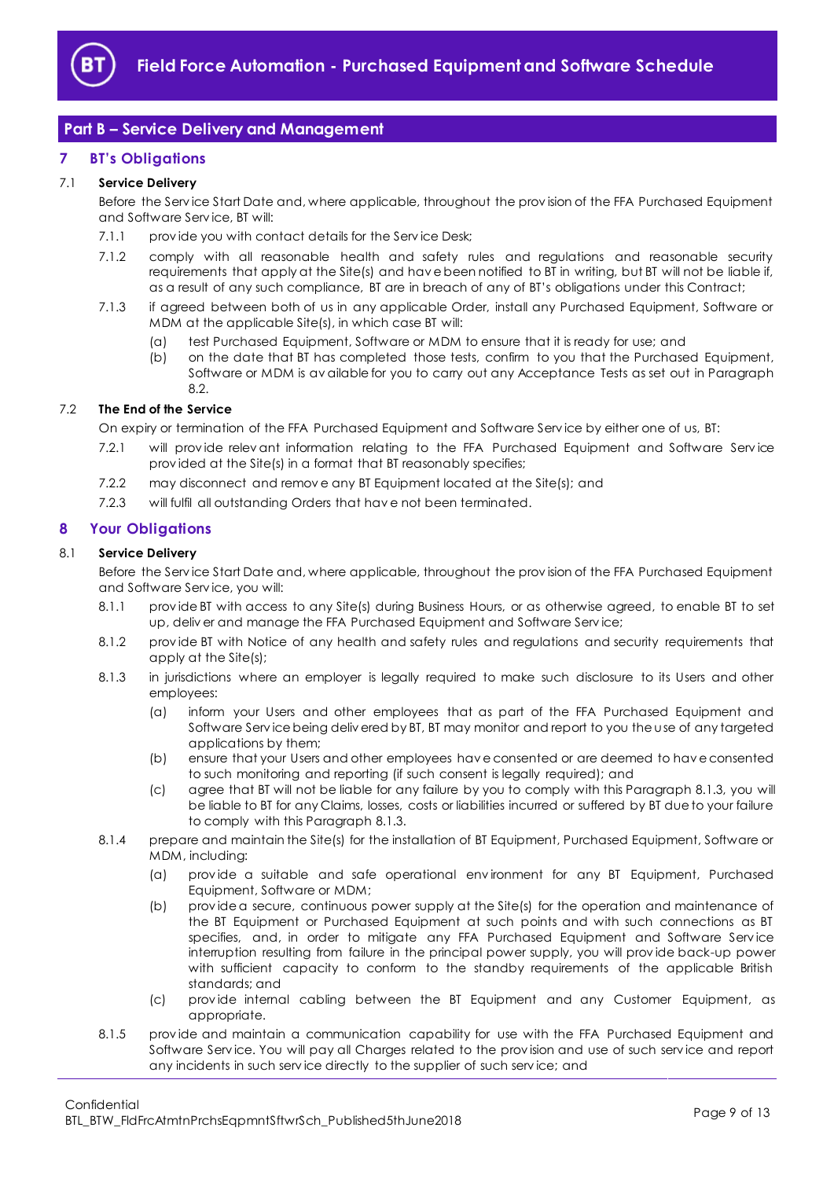## Part B – Service Delivery and Management

### 7 BT's Obligations

**7.1 Service Delivery**

Before the Service Start Date and, where applicable, throughout the provision of the FFA Purchased Equipment and Software Service, BT will:

7.1.1 provide you with contact details for the Service Desk;

7.1.2 comply with all reasonable health and safety rules and regulations and reasonable security requirements that apply at the Site(s) and have been notified to BT in writing, but BT will not be liable if, as a result of any such compliance, BT are in breach of any of BT's obligations under this Contract;

7.1.3 if agreed between both of us in any applicable Order, install any Purchased Equipment, Software or MDM at the applicable Site(s), in which case BT will:

(a) test Purchased Equipment, Software or MDM to ensure that it is ready for use; and

(b) on the date that BT has completed those tests, confirm to you that the Purchased Equipment, Software or MDM is available for you to carry out any Acceptance Tests as set out in Paragraph 8.2.

**7.2 The End of the Service**

On expiry or termination of the FFA Purchased Equipment and Software Service by either one of us, BT:

7.2.1 will provide relevant information relating to the FFA Purchased Equipment and Software Service provided at the Site(s) in a format that BT reasonably specifies;

7.2.2 may disconnect and remove any BT Equipment located at the Site(s); and

7.2.3 will fulfil all outstanding Orders that have not been terminated.

### 8 Your Obligations

**8.1 Service Delivery**

Before the Service Start Date and, where applicable, throughout the provision of the FFA Purchased Equipment and Software Service, you will:

8.1.1 provide BT with access to any Site(s) during Business Hours, or as otherwise agreed, to enable BT to set up, deliver and manage the FFA Purchased Equipment and Software Service;

8.1.2 provide BT with Notice of any health and safety rules and regulations and security requirements that apply at the Site(s);

8.1.3 in jurisdictions where an employer is legally required to make such disclosure to its Users and other employees:

(a) inform your Users and other employees that as part of the FFA Purchased Equipment and Software Service being delivered by BT, BT may monitor and report to you the use of any targeted applications by them;

(b) ensure that your Users and other employees have consented or are deemed to have consented to such monitoring and reporting (if such consent is legally required); and

(c) agree that BT will not be liable for any failure by you to comply with this Paragraph 8.1.3, you will be liable to BT for any Claims, losses, costs or liabilities incurred or suffered by BT due to your failure to comply with this Paragraph 8.1.3.

8.1.4 prepare and maintain the Site(s) for the installation of BT Equipment, Purchased Equipment, Software or MDM, including:

(a) provide a suitable and safe operational environment for any BT Equipment, Purchased Equipment, Software or MDM;

(b) provide a secure, continuous power supply at the Site(s) for the operation and maintenance of the BT Equipment or Purchased Equipment at such points and with such connections as BT specifies, and, in order to mitigate any FFA Purchased Equipment and Software Service interruption resulting from failure in the principal power supply, you will provide back-up power with sufficient capacity to conform to the standby requirements of the applicable British standards; and

(c) provide internal cabling between the BT Equipment and any Customer Equipment, as appropriate.

8.1.5 provide and maintain a communication capability for use with the FFA Purchased Equipment and Software Service. You will pay all Charges related to the provision and use of such service and report any incidents in such service directly to the supplier of such service; and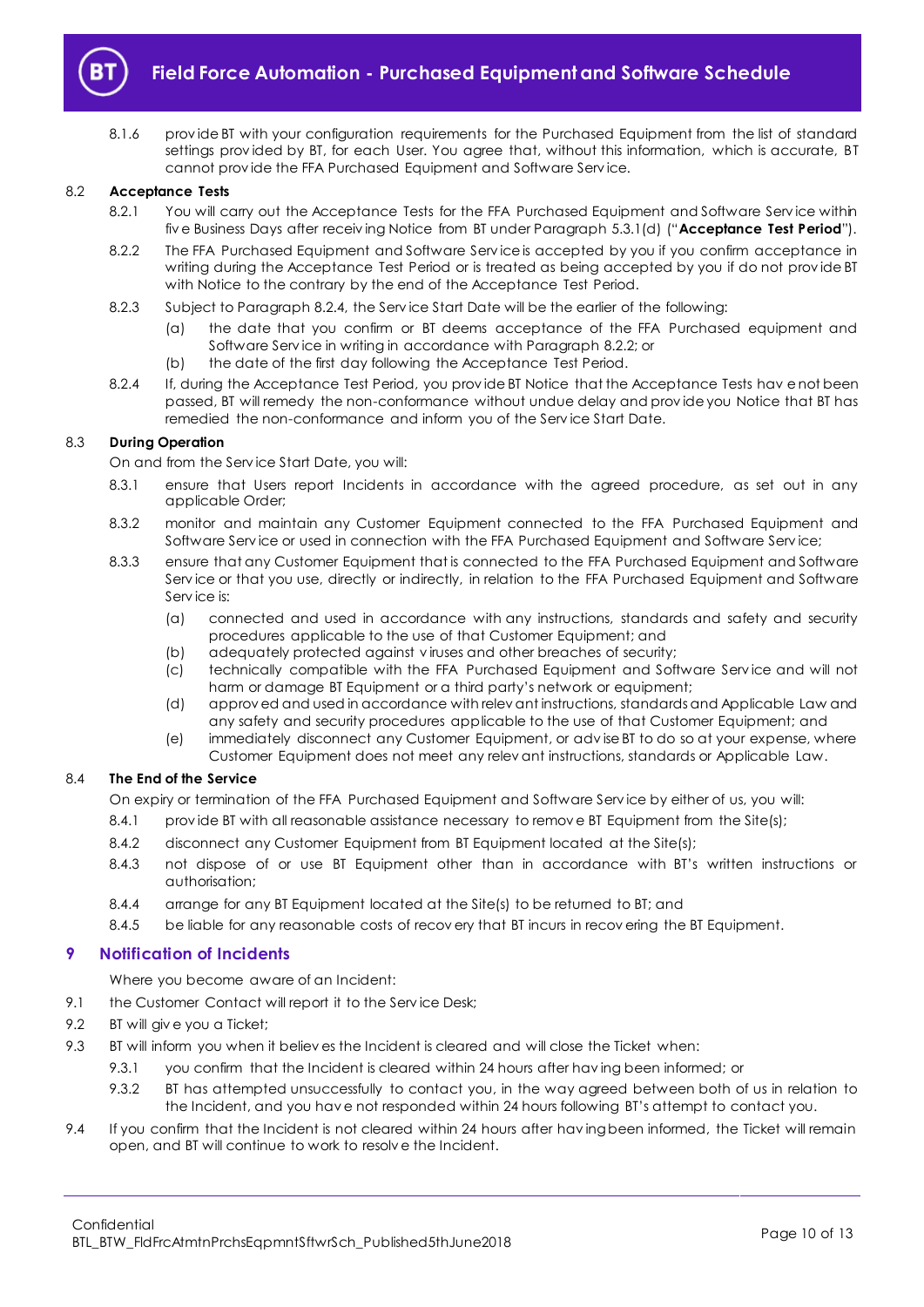8.1.6 provide BT with your configuration requirements for the Purchased Equipment from the list of standard settings provided by BT, for each User. You agree that, without this information, which is accurate, BT cannot provide the FFA Purchased Equipment and Software Service.

8.2 **Acceptance Tests**

8.2.1 You will carry out the Acceptance Tests for the FFA Purchased Equipment and Software Service within five Business Days after receiving Notice from BT under Paragraph 5.3.1(d) ("**Acceptance Test Period**").

8.2.2 The FFA Purchased Equipment and Software Service is accepted by you if you confirm acceptance in writing during the Acceptance Test Period or is treated as being accepted by you if do not provide BT with Notice to the contrary by the end of the Acceptance Test Period.

8.2.3 Subject to Paragraph 8.2.4, the Service Start Date will be the earlier of the following:

(a) the date that you confirm or BT deems acceptance of the FFA Purchased equipment and Software Service in writing in accordance with Paragraph 8.2.2; or

(b) the date of the first day following the Acceptance Test Period.

8.2.4 If, during the Acceptance Test Period, you provide BT Notice that the Acceptance Tests have not been passed, BT will remedy the non-conformance without undue delay and provide you Notice that BT has remedied the non-conformance and inform you of the Service Start Date.

8.3 **During Operation**

On and from the Service Start Date, you will:

8.3.1 ensure that Users report Incidents in accordance with the agreed procedure, as set out in any applicable Order;

8.3.2 monitor and maintain any Customer Equipment connected to the FFA Purchased Equipment and Software Service or used in connection with the FFA Purchased Equipment and Software Service;

8.3.3 ensure that any Customer Equipment that is connected to the FFA Purchased Equipment and Software Service or that you use, directly or indirectly, in relation to the FFA Purchased Equipment and Software Service is:

(a) connected and used in accordance with any instructions, standards and safety and security procedures applicable to the use of that Customer Equipment; and

(b) adequately protected against viruses and other breaches of security;

(c) technically compatible with the FFA Purchased Equipment and Software Service and will not harm or damage BT Equipment or a third party's network or equipment;

(d) approved and used in accordance with relevant instructions, standards and Applicable Law and any safety and security procedures applicable to the use of that Customer Equipment; and

(e) immediately disconnect any Customer Equipment, or advise BT to do so at your expense, where Customer Equipment does not meet any relevant instructions, standards or Applicable Law.

8.4 **The End of the Service**

On expiry or termination of the FFA Purchased Equipment and Software Service by either of us, you will:

8.4.1 provide BT with all reasonable assistance necessary to remove BT Equipment from the Site(s);

8.4.2 disconnect any Customer Equipment from BT Equipment located at the Site(s);

8.4.3 not dispose of or use BT Equipment other than in accordance with BT's written instructions or authorisation;

8.4.4 arrange for any BT Equipment located at the Site(s) to be returned to BT; and

8.4.5 be liable for any reasonable costs of recovery that BT incurs in recovering the BT Equipment.

## 9 Notification of Incidents

Where you become aware of an Incident:

9.1 the Customer Contact will report it to the Service Desk;

9.2 BT will give you a Ticket;

9.3 BT will inform you when it believes the Incident is cleared and will close the Ticket when:

9.3.1 you confirm that the Incident is cleared within 24 hours after having been informed; or

9.3.2 BT has attempted unsuccessfully to contact you, in the way agreed between both of us in relation to the Incident, and you have not responded within 24 hours following BT's attempt to contact you.

9.4 If you confirm that the Incident is not cleared within 24 hours after having been informed, the Ticket will remain open, and BT will continue to work to resolve the Incident.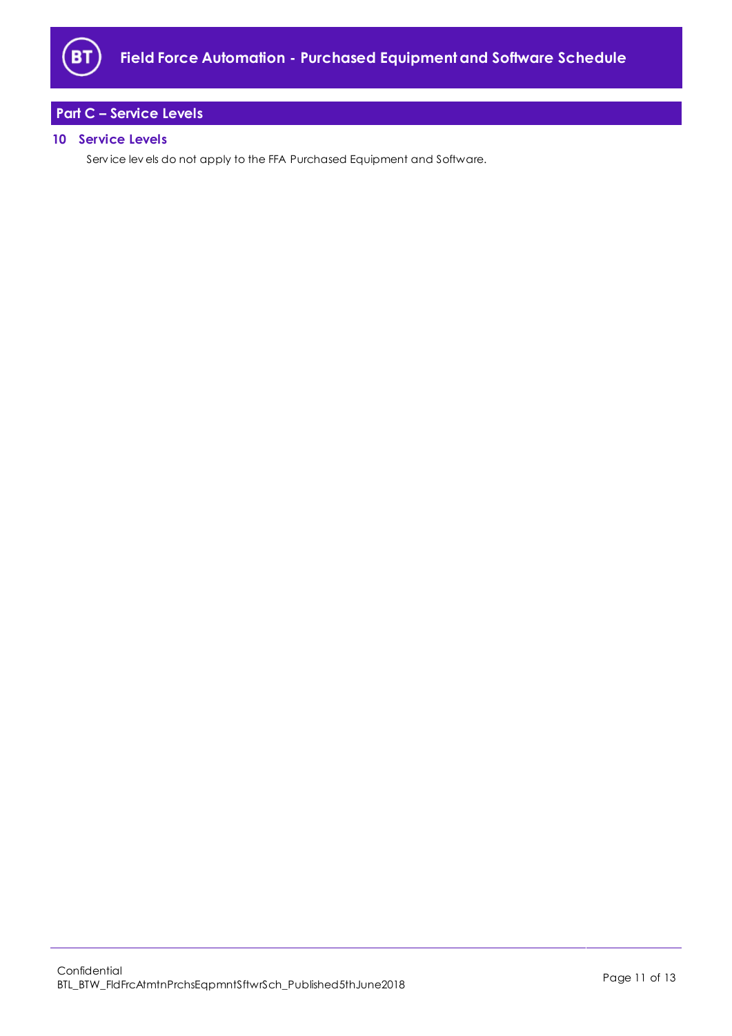## Part C – Service Levels

### 10 Service Levels

Service levels do not apply to the FFA Purchased Equipment and Software.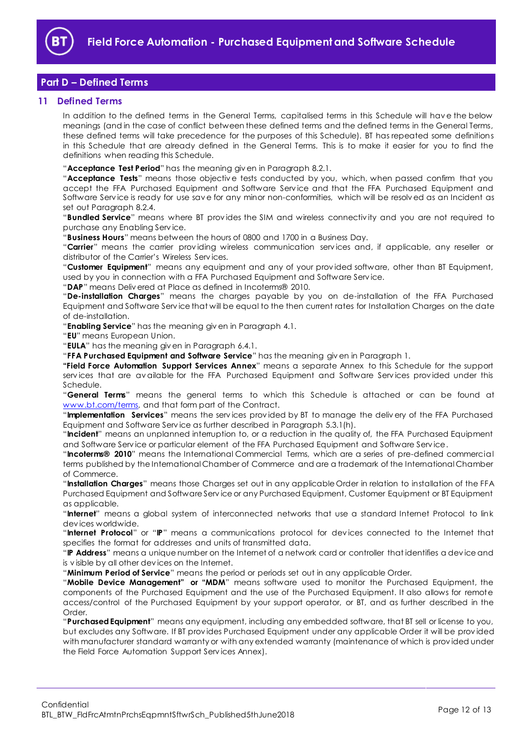## Part D – Defined Terms

### 11 Defined Terms

In addition to the defined terms in the General Terms, capitalised terms in this Schedule will have the below meanings (and in the case of conflict between these defined terms and the defined terms in the General Terms, these defined terms will take precedence for the purposes of this Schedule). BT has repeated some definitions in this Schedule that are already defined in the General Terms. This is to make it easier for you to find the definitions when reading this Schedule.

"**Acceptance Test Period**" has the meaning given in Paragraph 8.2.1.

"**Acceptance Tests**" means those objective tests conducted by you, which, when passed confirm that you accept the FFA Purchased Equipment and Software Service and that the FFA Purchased Equipment and Software Service is ready for use save for any minor non-conformities, which will be resolved as an Incident as set out Paragraph 8.2.4.

"**Bundled Service**" means where BT provides the SIM and wireless connectivity and you are not required to purchase any Enabling Service.

"**Business Hours**" means between the hours of 0800 and 1700 in a Business Day.

"**Carrier**" means the carrier providing wireless communication services and, if applicable, any reseller or distributor of the Carrier's Wireless Services.

"**Customer Equipment**" means any equipment and any of your provided software, other than BT Equipment, used by you in connection with a FFA Purchased Equipment and Software Service.

"**DAP**" means Delivered at Place as defined in Incoterms® 2010.

"**De-installation Charges**" means the charges payable by you on de-installation of the FFA Purchased Equipment and Software Service that will be equal to the then current rates for Installation Charges on the date of de-installation.

"**Enabling Service**" has the meaning given in Paragraph 4.1.

"**EU**" means European Union.

"**EULA**" has the meaning given in Paragraph 6.4.1.

"**FFA Purchased Equipment and Software Service**" has the meaning given in Paragraph 1.

"**Field Force Automation Support Services Annex**" means a separate Annex to this Schedule for the support services that are available for the FFA Purchased Equipment and Software Services provided under this Schedule.

"**General Terms**" means the general terms to which this Schedule is attached or can be found at www.bt.com/terms, and that form part of the Contract.

"**Implementation Services**" means the services provided by BT to manage the delivery of the FFA Purchased Equipment and Software Service as further described in Paragraph 5.3.1(h).

"**Incident**" means an unplanned interruption to, or a reduction in the quality of, the FFA Purchased Equipment and Software Service or particular element of the FFA Purchased Equipment and Software Service.

"**Incoterms® 2010**" means the International Commercial Terms, which are a series of pre-defined commercial terms published by the International Chamber of Commerce and are a trademark of the International Chamber of Commerce.

"**Installation Charges**" means those Charges set out in any applicable Order in relation to installation of the FFA Purchased Equipment and Software Service or any Purchased Equipment, Customer Equipment or BT Equipment as applicable.

"**Internet**" means a global system of interconnected networks that use a standard Internet Protocol to link devices worldwide.

"**Internet Protocol**" or "**IP**" means a communications protocol for devices connected to the Internet that specifies the format for addresses and units of transmitted data.

"**IP Address**" means a unique number on the Internet of a network card or controller that identifies a device and is visible by all other devices on the Internet.

"**Minimum Period of Service**" means the period or periods set out in any applicable Order.

"**Mobile Device Management" or "MDM**" means software used to monitor the Purchased Equipment, the components of the Purchased Equipment and the use of the Purchased Equipment. It also allows for remote access/control of the Purchased Equipment by your support operator, or BT, and as further described in the Order.

"**Purchased Equipment**" means any equipment, including any embedded software, that BT sell or license to you, but excludes any Software. If BT provides Purchased Equipment under any applicable Order it will be provided with manufacturer standard warranty or with any extended warranty (maintenance of which is provided under the Field Force Automation Support Services Annex).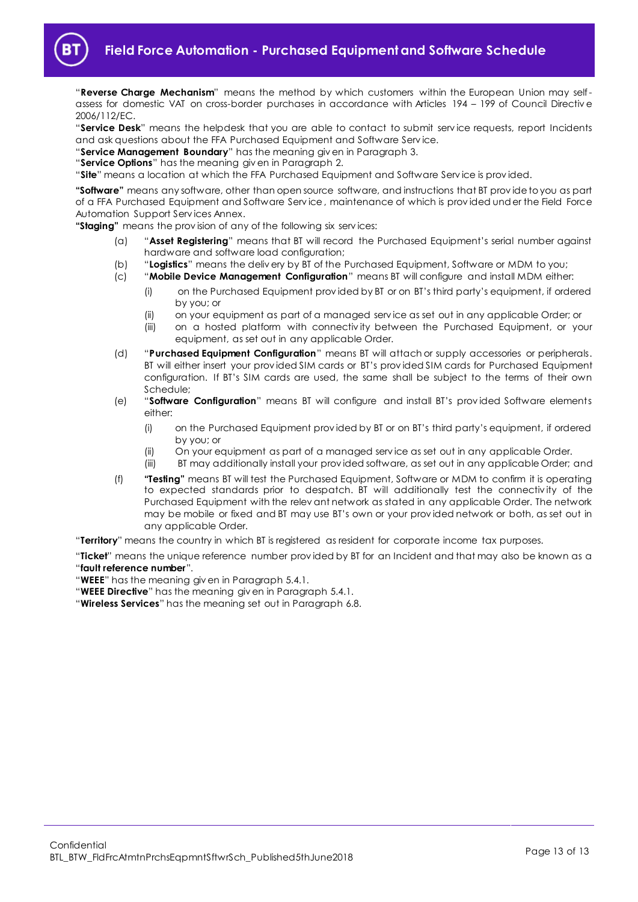"**Reverse Charge Mechanism**" means the method by which customers within the European Union may self-assess for domestic VAT on cross-border purchases in accordance with Articles 194 – 199 of Council Directive 2006/112/EC.

"**Service Desk**" means the helpdesk that you are able to contact to submit service requests, report Incidents and ask questions about the FFA Purchased Equipment and Software Service.

"**Service Management Boundary**" has the meaning given in Paragraph 3.

"**Service Options**" has the meaning given in Paragraph 2.

"**Site**" means a location at which the FFA Purchased Equipment and Software Service is provided.

**"Software"** means any software, other than open source software, and instructions that BT provide to you as part of a FFA Purchased Equipment and Software Service, maintenance of which is provided under the Field Force Automation Support Services Annex.

**"Staging"** means the provision of any of the following six services:

(a) "**Asset Registering**" means that BT will record the Purchased Equipment's serial number against hardware and software load configuration;

(b) "**Logistics**" means the delivery by BT of the Purchased Equipment, Software or MDM to you;

(c) "**Mobile Device Management Configuration**" means BT will configure and install MDM either:

(i) on the Purchased Equipment provided by BT or on BT's third party's equipment, if ordered by you; or

(ii) on your equipment as part of a managed service as set out in any applicable Order; or

(iii) on a hosted platform with connectivity between the Purchased Equipment, or your equipment, as set out in any applicable Order.

(d) "**Purchased Equipment Configuration**" means BT will attach or supply accessories or peripherals. BT will either insert your provided SIM cards or BT's provided SIM cards for Purchased Equipment configuration. If BT's SIM cards are used, the same shall be subject to the terms of their own Schedule;

(e) "**Software Configuration**" means BT will configure and install BT's provided Software elements either:

(i) on the Purchased Equipment provided by BT or on BT's third party's equipment, if ordered by you; or

(ii) On your equipment as part of a managed service as set out in any applicable Order.

(iii) BT may additionally install your provided software, as set out in any applicable Order; and

(f) **"Testing"** means BT will test the Purchased Equipment, Software or MDM to confirm it is operating to expected standards prior to despatch. BT will additionally test the connectivity of the Purchased Equipment with the relevant network as stated in any applicable Order. The network may be mobile or fixed and BT may use BT's own or your provided network or both, as set out in any applicable Order.

"**Territory**" means the country in which BT is registered as resident for corporate income tax purposes.

"**Ticket**" means the unique reference number provided by BT for an Incident and that may also be known as a "**fault reference number**".

"**WEEE**" has the meaning given in Paragraph 5.4.1.

"**WEEE Directive**" has the meaning given in Paragraph 5.4.1.

"**Wireless Services**" has the meaning set out in Paragraph 6.8.